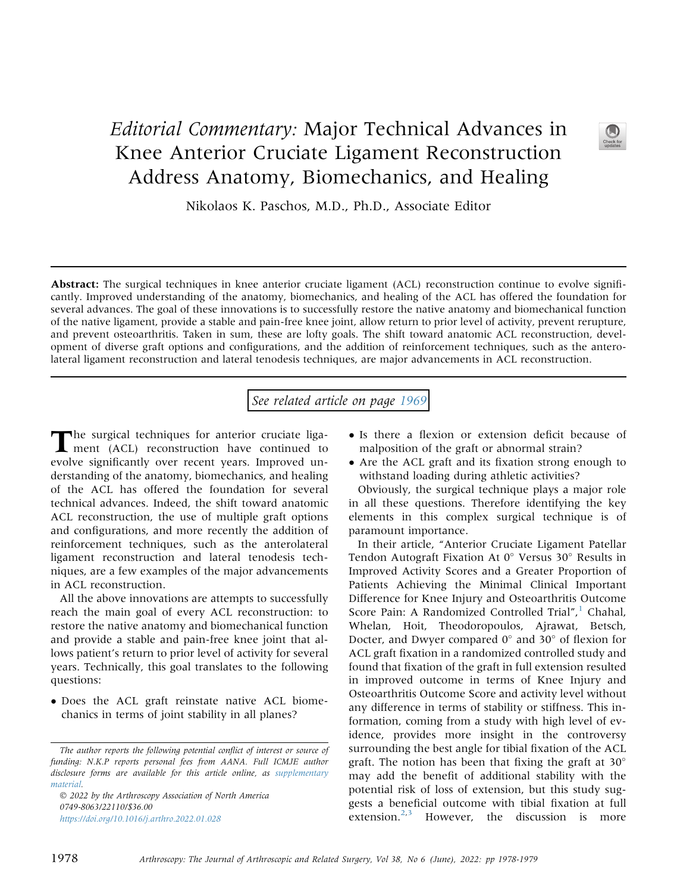# *Editorial Commentary:* Major Technical Advances in Knee Anterior Cruciate Ligament Reconstruction Address Anatomy, Biomechanics, and Healing

Nikolaos K. Paschos, M.D., Ph.D., Associate Editor

**Abstract:** The surgical techniques in knee anterior cruciate ligament (ACL) reconstruction continue to evolve significantly. Improved understanding of the anatomy, biomechanics, and healing of the ACL has offered the foundation for several advances. The goal of these innovations is to successfully restore the native anatomy and biomechanical function of the native ligament, provide a stable and pain-free knee joint, allow return to prior level of activity, prevent rerupture, and prevent osteoarthritis. Taken in sum, these are lofty goals. The shift toward anatomic ACL reconstruction, development of diverse graft options and configurations, and the addition of reinforcement techniques, such as the anterolateral ligament reconstruction and lateral tenodesis techniques, are major advancements in ACL reconstruction.

*See related article on page 1969*

The surgical techniques for anterior cruciate ligament (ACL) reconstruction have continued to evolve significantly over recent years. Improved understanding of the anatomy, biomechanics, and healing of the ACL has offered the foundation for several technical advances. Indeed, the shift toward anatomic ACL reconstruction, the use of multiple graft options and configurations, and more recently the addition of reinforcement techniques, such as the anterolateral ligament reconstruction and lateral tenodesis techniques, are a few examples of the major advancements in ACL reconstruction.

All the above innovations are attempts to successfully reach the main goal of every ACL reconstruction: to restore the native anatomy and biomechanical function and provide a stable and pain-free knee joint that allows patient's return to prior level of activity for several years. Technically, this goal translates to the following questions:

- Does the ACL graft reinstate native ACL biomechanics in terms of joint stability in all planes?
- Is there a flexion or extension deficit because of malposition of the graft or abnormal strain?
- Are the ACL graft and its fixation strong enough to withstand loading during athletic activities?

Obviously, the surgical technique plays a major role in all these questions. Therefore identifying the key elements in this complex surgical technique is of paramount importance.

In their article, "Anterior Cruciate Ligament Patellar Tendon Autograft Fixation At 0° Versus 30° Results in Improved Activity Scores and a Greater Proportion of Patients Achieving the Minimal Clinical Important Difference for Knee Injury and Osteoarthritis Outcome Score Pain: A Randomized Controlled Trial",[1] Chahal, Whelan, Hoit, Theodoropoulos, Ajrawat, Betsch, Docter, and Dwyer compared 0° and 30° of flexion for ACL graft fixation in a randomized controlled study and found that fixation of the graft in full extension resulted in improved outcome in terms of Knee Injury and Osteoarthritis Outcome Score and activity level without any difference in terms of stability or stiffness. This information, coming from a study with high level of evidence, provides more insight in the controversy surrounding the best angle for tibial fixation of the ACL graft. The notion has been that fixing the graft at 30° may add the benefit of additional stability with the potential risk of loss of extension, but this study suggests a beneficial outcome with tibial fixation at full extension.[2,3] However, the discussion is more

*The author reports the following potential conflict of interest or source of funding: N.K.P reports personal fees from AANA. Full ICMJE author disclosure forms are available for this article online, as supplementary material.*

*© 2022 by the Arthroscopy Association of North America*
*0749-8063/22110/$36.00*
*https://doi.org/10.1016/j.arthro.2022.01.028*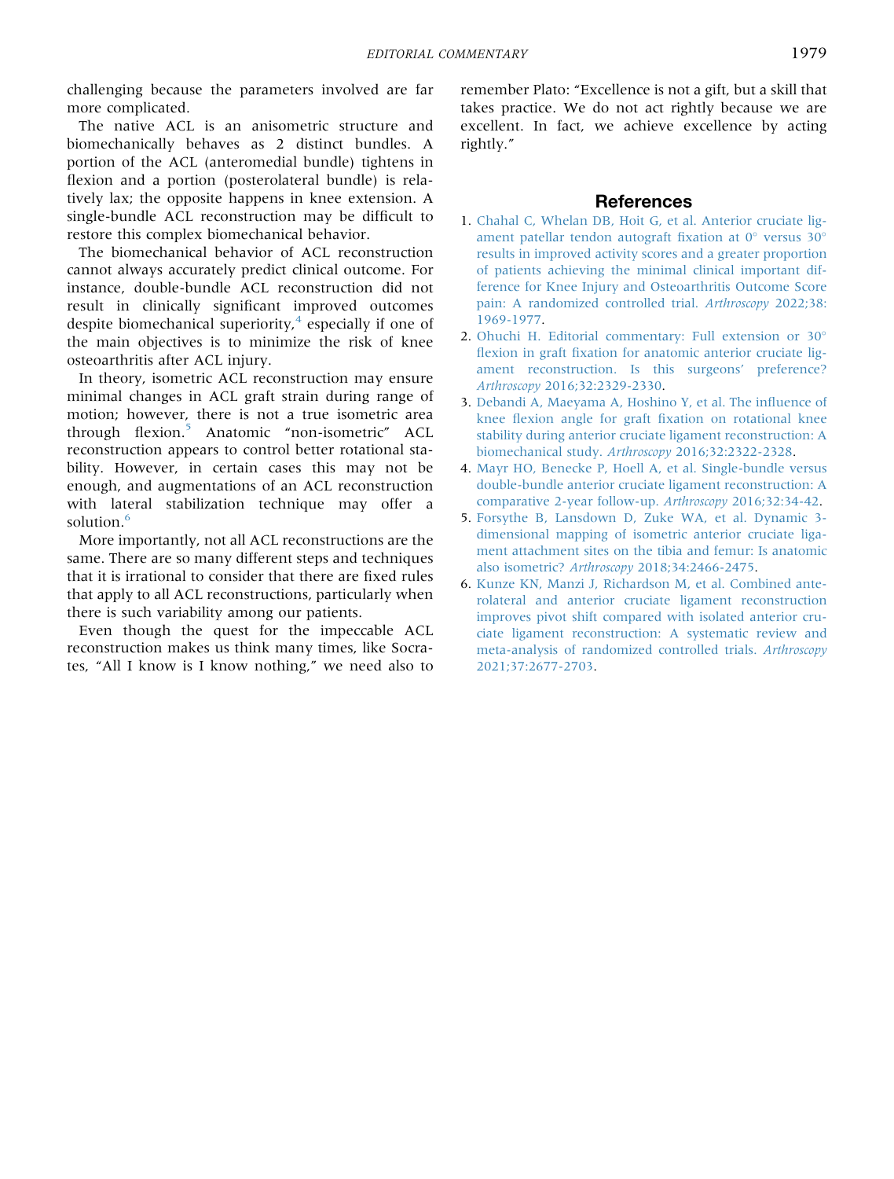challenging because the parameters involved are far more complicated.

The native ACL is an anisometric structure and biomechanically behaves as 2 distinct bundles. A portion of the ACL (anteromedial bundle) tightens in flexion and a portion (posterolateral bundle) is relatively lax; the opposite happens in knee extension. A single-bundle ACL reconstruction may be difficult to restore this complex biomechanical behavior.

The biomechanical behavior of ACL reconstruction cannot always accurately predict clinical outcome. For instance, double-bundle ACL reconstruction did not result in clinically significant improved outcomes despite biomechanical superiority,[4] especially if one of the main objectives is to minimize the risk of knee osteoarthritis after ACL injury.

In theory, isometric ACL reconstruction may ensure minimal changes in ACL graft strain during range of motion; however, there is not a true isometric area through flexion.[5] Anatomic "non-isometric" ACL reconstruction appears to control better rotational stability. However, in certain cases this may not be enough, and augmentations of an ACL reconstruction with lateral stabilization technique may offer a solution.[6]

More importantly, not all ACL reconstructions are the same. There are so many different steps and techniques that it is irrational to consider that there are fixed rules that apply to all ACL reconstructions, particularly when there is such variability among our patients.

Even though the quest for the impeccable ACL reconstruction makes us think many times, like Socrates, "All I know is I know nothing," we need also to remember Plato: "Excellence is not a gift, but a skill that takes practice. We do not act rightly because we are excellent. In fact, we achieve excellence by acting rightly."

## References

1. Chahal C, Whelan DB, Hoit G, et al. Anterior cruciate ligament patellar tendon autograft fixation at 0° versus 30° results in improved activity scores and a greater proportion of patients achieving the minimal clinical important difference for Knee Injury and Osteoarthritis Outcome Score pain: A randomized controlled trial. *Arthroscopy* 2022;38:1969-1977.
2. Ohuchi H. Editorial commentary: Full extension or 30° flexion in graft fixation for anatomic anterior cruciate ligament reconstruction. Is this surgeons' preference? *Arthroscopy* 2016;32:2329-2330.
3. Debandi A, Maeyama A, Hoshino Y, et al. The influence of knee flexion angle for graft fixation on rotational knee stability during anterior cruciate ligament reconstruction: A biomechanical study. *Arthroscopy* 2016;32:2322-2328.
4. Mayr HO, Benecke P, Hoell A, et al. Single-bundle versus double-bundle anterior cruciate ligament reconstruction: A comparative 2-year follow-up. *Arthroscopy* 2016;32:34-42.
5. Forsythe B, Lansdown D, Zuke WA, et al. Dynamic 3-dimensional mapping of isometric anterior cruciate ligament attachment sites on the tibia and femur: Is anatomic also isometric? *Arthroscopy* 2018;34:2466-2475.
6. Kunze KN, Manzi J, Richardson M, et al. Combined anterolateral and anterior cruciate ligament reconstruction improves pivot shift compared with isolated anterior cruciate ligament reconstruction: A systematic review and meta-analysis of randomized controlled trials. *Arthroscopy* 2021;37:2677-2703.